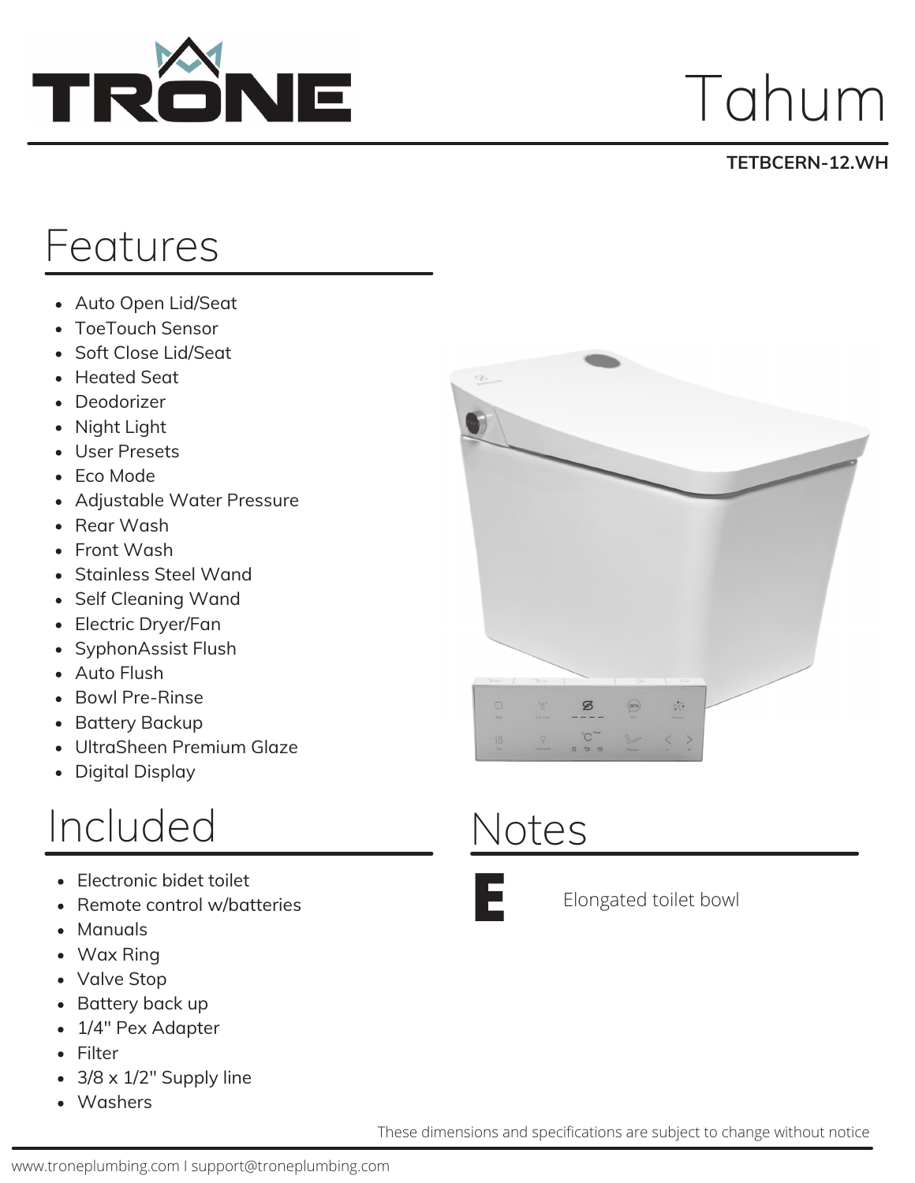# TRONE

# Tahum

**TETBCERN-12.WH**

## Features

- Auto Open Lid/Seat
- ToeTouch Sensor
- Soft Close Lid/Seat
- Heated Seat
- Deodorizer
- Night Light
- User Presets
- Eco Mode
- Adjustable Water Pressure
- Rear Wash
- Front Wash
- Stainless Steel Wand
- Self Cleaning Wand
- Electric Dryer/Fan
- SyphonAssist Flush
- Auto Flush
- Bowl Pre-Rinse
- Battery Backup
- UltraSheen Premium Glaze
- Digital Display

## Included

- Electronic bidet toilet
- Remote control w/batteries
- Manuals
- Wax Ring
- Valve Stop
- Battery back up
- 1/4" Pex Adapter
- Filter
- 3/8 x 1/2" Supply line
- Washers

## Notes

**E** Elongated toilet bowl

These dimensions and specifications are subject to change without notice

www.troneplumbing.com I support@troneplumbing.com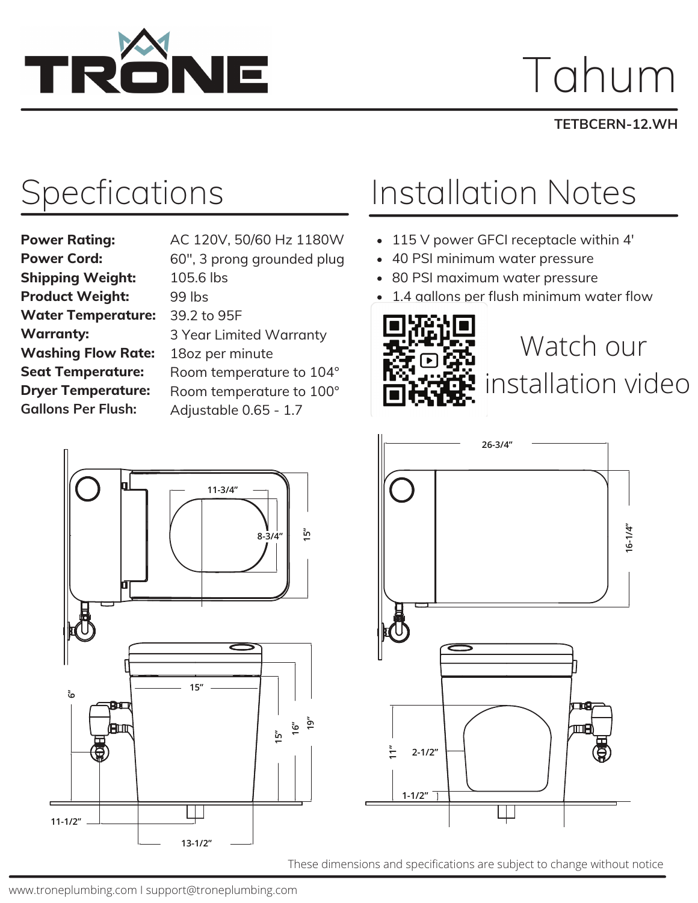# TRONE

# Tahum

**TETBCERN-12.WH**

## Specfications

| | |
|---|---|
| **Power Rating:** | AC 120V, 50/60 Hz 1180W |
| **Power Cord:** | 60", 3 prong grounded plug |
| **Shipping Weight:** | 105.6 lbs |
| **Product Weight:** | 99 lbs |
| **Water Temperature:** | 39.2 to 95F |
| **Warranty:** | 3 Year Limited Warranty |
| **Washing Flow Rate:** | 18oz per minute |
| **Seat Temperature:** | Room temperature to 104° |
| **Dryer Temperature:** | Room temperature to 100° |
| **Gallons Per Flush:** | Adjustable 0.65 - 1.7 |

## Installation Notes

- 115 V power GFCI receptacle within 4'
- 40 PSI minimum water pressure
- 80 PSI maximum water pressure
- 1.4 gallons per flush minimum water flow

Watch our installation video

11-3/4"
8-3/4"
15"
26-3/4"
16-1/4"
6"
15"
15"
16"
19"
11-1/2"
13-1/2"
11"
2-1/2"
1-1/2"

These dimensions and specifications are subject to change without notice

www.troneplumbing.com I support@troneplumbing.com